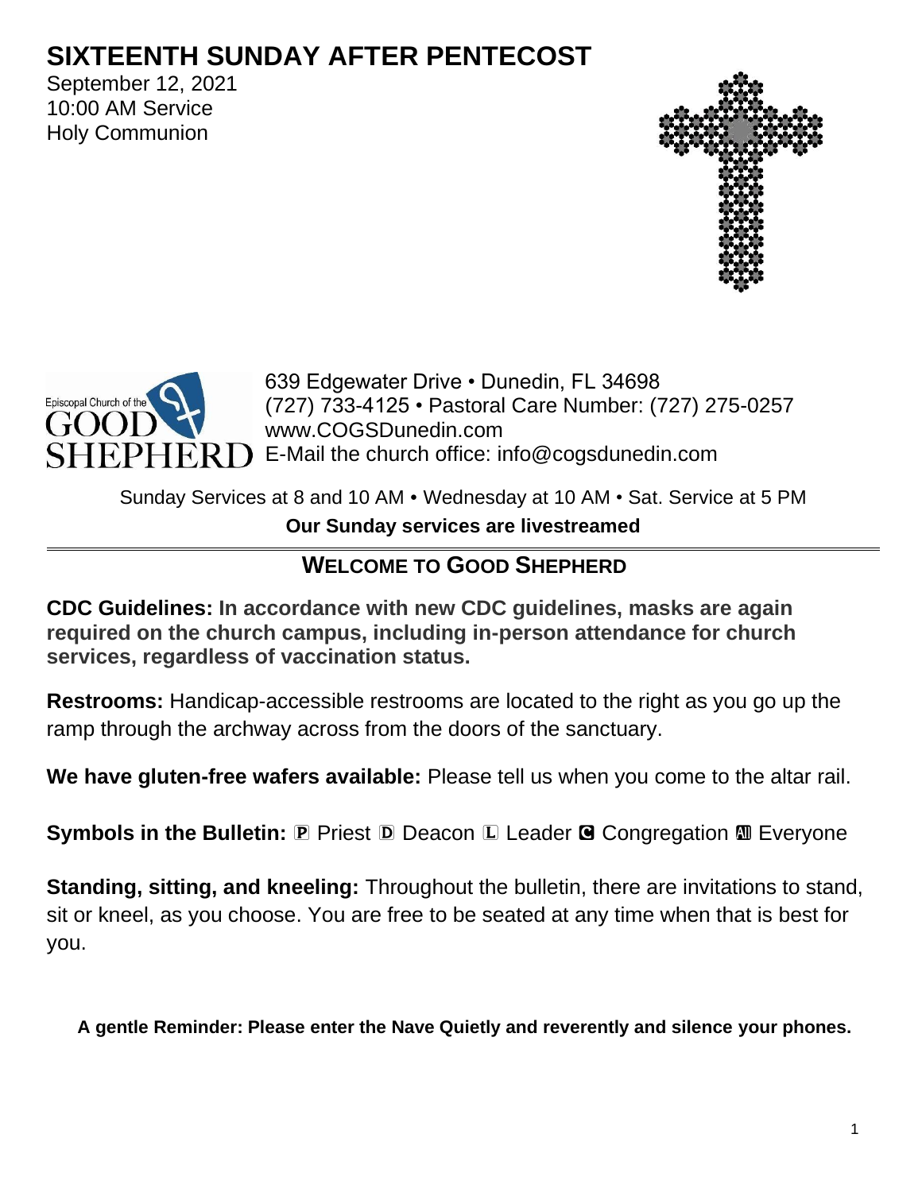# SIXTEENTH SUNDAY AFTER PENTECOST

September 12, 2021
10:00 AM Service
Holy Communion

Episcopal Church of the GOOD SHEPHERD

639 Edgewater Drive • Dunedin, FL 34698
(727) 733-4125 • Pastoral Care Number: (727) 275-0257
www.COGSDunedin.com
E-Mail the church office: info@cogsdunedin.com

Sunday Services at 8 and 10 AM • Wednesday at 10 AM • Sat. Service at 5 PM

**Our Sunday services are livestreamed**

---

## WELCOME TO GOOD SHEPHERD

**CDC Guidelines: In accordance with new CDC guidelines, masks are again required on the church campus, including in-person attendance for church services, regardless of vaccination status.**

**Restrooms:** Handicap-accessible restrooms are located to the right as you go up the ramp through the archway across from the doors of the sanctuary.

**We have gluten-free wafers available:** Please tell us when you come to the altar rail.

**Symbols in the Bulletin:** 🄿 Priest 🄳 Deacon 🄻 Leader 🅲 Congregation 🅰 Everyone

**Standing, sitting, and kneeling:** Throughout the bulletin, there are invitations to stand, sit or kneel, as you choose. You are free to be seated at any time when that is best for you.

**A gentle Reminder: Please enter the Nave Quietly and reverently and silence your phones.**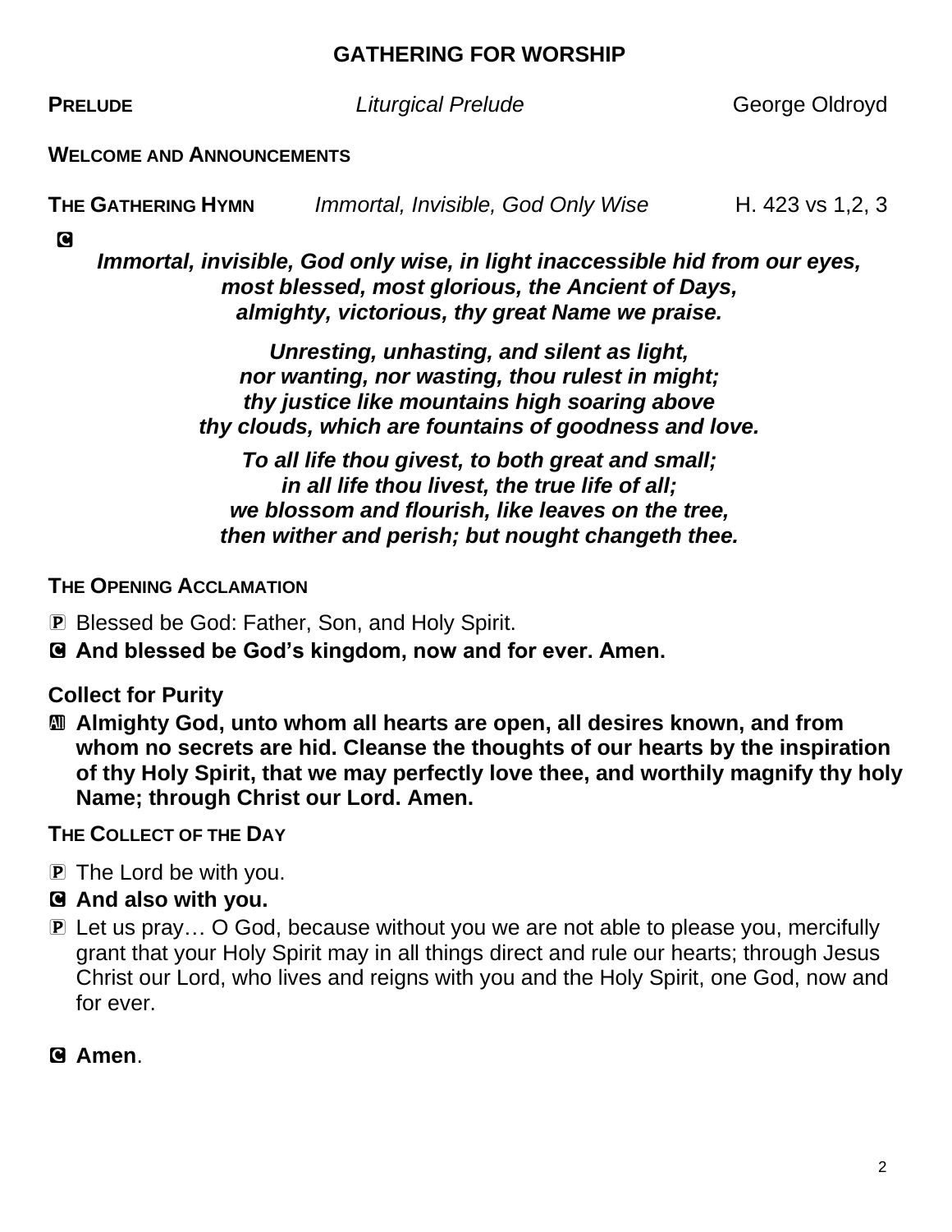## GATHERING FOR WORSHIP

**PRELUDE** *Liturgical Prelude* George Oldroyd

**WELCOME AND ANNOUNCEMENTS**

**THE GATHERING HYMN** *Immortal, Invisible, God Only Wise* H. 423 vs 1,2, 3

C

***Immortal, invisible, God only wise, in light inaccessible hid from our eyes,***
***most blessed, most glorious, the Ancient of Days,***
***almighty, victorious, thy great Name we praise.***

***Unresting, unhasting, and silent as light,***
***nor wanting, nor wasting, thou rulest in might;***
***thy justice like mountains high soaring above***
***thy clouds, which are fountains of goodness and love.***

***To all life thou givest, to both great and small;***
***in all life thou livest, the true life of all;***
***we blossom and flourish, like leaves on the tree,***
***then wither and perish; but nought changeth thee.***

**THE OPENING ACCLAMATION**

P Blessed be God: Father, Son, and Holy Spirit.

C **And blessed be God's kingdom, now and for ever. Amen.**

**Collect for Purity**

All **Almighty God, unto whom all hearts are open, all desires known, and from whom no secrets are hid. Cleanse the thoughts of our hearts by the inspiration of thy Holy Spirit, that we may perfectly love thee, and worthily magnify thy holy Name; through Christ our Lord. Amen.**

**THE COLLECT OF THE DAY**

P The Lord be with you.

C **And also with you.**

P Let us pray… O God, because without you we are not able to please you, mercifully grant that your Holy Spirit may in all things direct and rule our hearts; through Jesus Christ our Lord, who lives and reigns with you and the Holy Spirit, one God, now and for ever.

C **Amen**.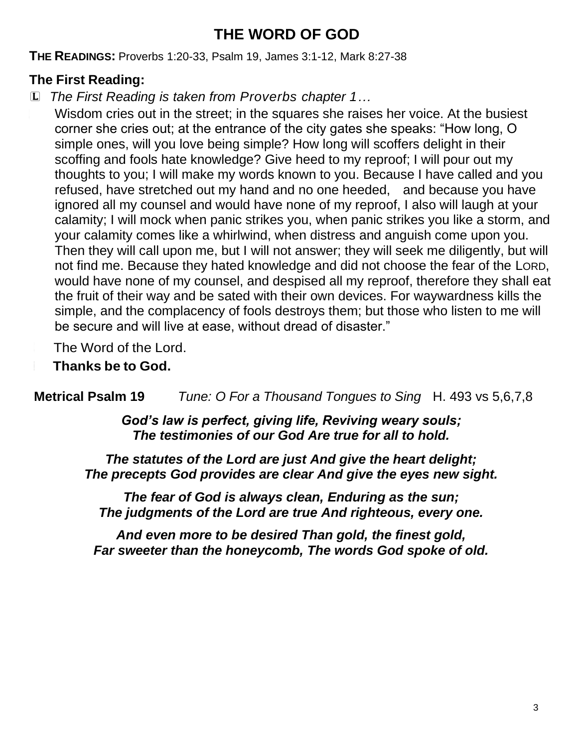# THE WORD OF GOD

**THE READINGS:** Proverbs 1:20-33, Psalm 19, James 3:1-12, Mark 8:27-38

## The First Reading:

L *The First Reading is taken from Proverbs chapter 1…*

Wisdom cries out in the street; in the squares she raises her voice. At the busiest corner she cries out; at the entrance of the city gates she speaks: "How long, O simple ones, will you love being simple? How long will scoffers delight in their scoffing and fools hate knowledge? Give heed to my reproof; I will pour out my thoughts to you; I will make my words known to you. Because I have called and you refused, have stretched out my hand and no one heeded, and because you have ignored all my counsel and would have none of my reproof, I also will laugh at your calamity; I will mock when panic strikes you, when panic strikes you like a storm, and your calamity comes like a whirlwind, when distress and anguish come upon you. Then they will call upon me, but I will not answer; they will seek me diligently, but will not find me. Because they hated knowledge and did not choose the fear of the LORD, would have none of my counsel, and despised all my reproof, therefore they shall eat the fruit of their way and be sated with their own devices. For waywardness kills the simple, and the complacency of fools destroys them; but those who listen to me will be secure and will live at ease, without dread of disaster."

The Word of the Lord.

**Thanks be to God.**

**Metrical Psalm 19** *Tune: O For a Thousand Tongues to Sing* H. 493 vs 5,6,7,8

***God's law is perfect, giving life, Reviving weary souls;***
***The testimonies of our God Are true for all to hold.***

***The statutes of the Lord are just And give the heart delight;***
***The precepts God provides are clear And give the eyes new sight.***

***The fear of God is always clean, Enduring as the sun;***
***The judgments of the Lord are true And righteous, every one.***

***And even more to be desired Than gold, the finest gold,***
***Far sweeter than the honeycomb, The words God spoke of old.***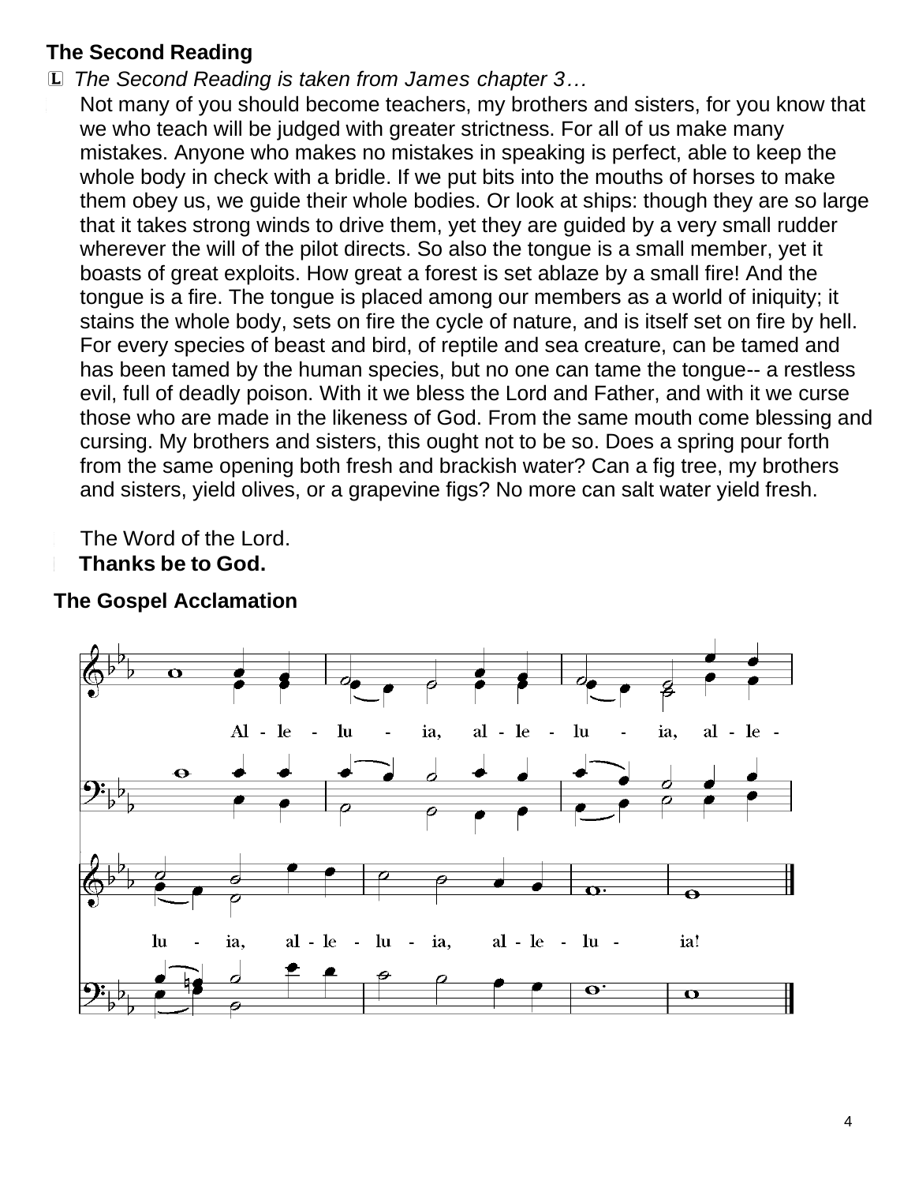**The Second Reading**

Ⓛ *The Second Reading is taken from James chapter 3…*

Not many of you should become teachers, my brothers and sisters, for you know that we who teach will be judged with greater strictness. For all of us make many mistakes. Anyone who makes no mistakes in speaking is perfect, able to keep the whole body in check with a bridle. If we put bits into the mouths of horses to make them obey us, we guide their whole bodies. Or look at ships: though they are so large that it takes strong winds to drive them, yet they are guided by a very small rudder wherever the will of the pilot directs. So also the tongue is a small member, yet it boasts of great exploits. How great a forest is set ablaze by a small fire! And the tongue is a fire. The tongue is placed among our members as a world of iniquity; it stains the whole body, sets on fire the cycle of nature, and is itself set on fire by hell. For every species of beast and bird, of reptile and sea creature, can be tamed and has been tamed by the human species, but no one can tame the tongue-- a restless evil, full of deadly poison. With it we bless the Lord and Father, and with it we curse those who are made in the likeness of God. From the same mouth come blessing and cursing. My brothers and sisters, this ought not to be so. Does a spring pour forth from the same opening both fresh and brackish water? Can a fig tree, my brothers and sisters, yield olives, or a grapevine figs? No more can salt water yield fresh.

The Word of the Lord.

**Thanks be to God.**

**The Gospel Acclamation**

Al - le - lu - ia, al - le - lu - ia, al - le - lu - ia, al - le - lu - ia, al - le - lu - ia!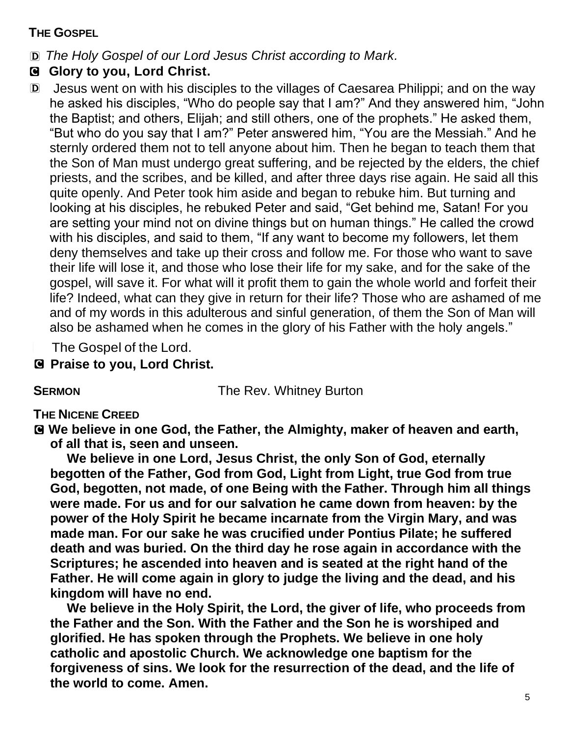**THE GOSPEL**

D *The Holy Gospel of our Lord Jesus Christ according to Mark.*

C **Glory to you, Lord Christ.**

D Jesus went on with his disciples to the villages of Caesarea Philippi; and on the way he asked his disciples, "Who do people say that I am?" And they answered him, "John the Baptist; and others, Elijah; and still others, one of the prophets." He asked them, "But who do you say that I am?" Peter answered him, "You are the Messiah." And he sternly ordered them not to tell anyone about him. Then he began to teach them that the Son of Man must undergo great suffering, and be rejected by the elders, the chief priests, and the scribes, and be killed, and after three days rise again. He said all this quite openly. And Peter took him aside and began to rebuke him. But turning and looking at his disciples, he rebuked Peter and said, "Get behind me, Satan! For you are setting your mind not on divine things but on human things." He called the crowd with his disciples, and said to them, "If any want to become my followers, let them deny themselves and take up their cross and follow me. For those who want to save their life will lose it, and those who lose their life for my sake, and for the sake of the gospel, will save it. For what will it profit them to gain the whole world and forfeit their life? Indeed, what can they give in return for their life? Those who are ashamed of me and of my words in this adulterous and sinful generation, of them the Son of Man will also be ashamed when he comes in the glory of his Father with the holy angels."

The Gospel of the Lord.

C **Praise to you, Lord Christ.**

**SERMON** The Rev. Whitney Burton

**THE NICENE CREED**

C **We believe in one God, the Father, the Almighty, maker of heaven and earth, of all that is, seen and unseen.**

**We believe in one Lord, Jesus Christ, the only Son of God, eternally begotten of the Father, God from God, Light from Light, true God from true God, begotten, not made, of one Being with the Father. Through him all things were made. For us and for our salvation he came down from heaven: by the power of the Holy Spirit he became incarnate from the Virgin Mary, and was made man. For our sake he was crucified under Pontius Pilate; he suffered death and was buried. On the third day he rose again in accordance with the Scriptures; he ascended into heaven and is seated at the right hand of the Father. He will come again in glory to judge the living and the dead, and his kingdom will have no end.**

**We believe in the Holy Spirit, the Lord, the giver of life, who proceeds from the Father and the Son. With the Father and the Son he is worshiped and glorified. He has spoken through the Prophets. We believe in one holy catholic and apostolic Church. We acknowledge one baptism for the forgiveness of sins. We look for the resurrection of the dead, and the life of the world to come. Amen.**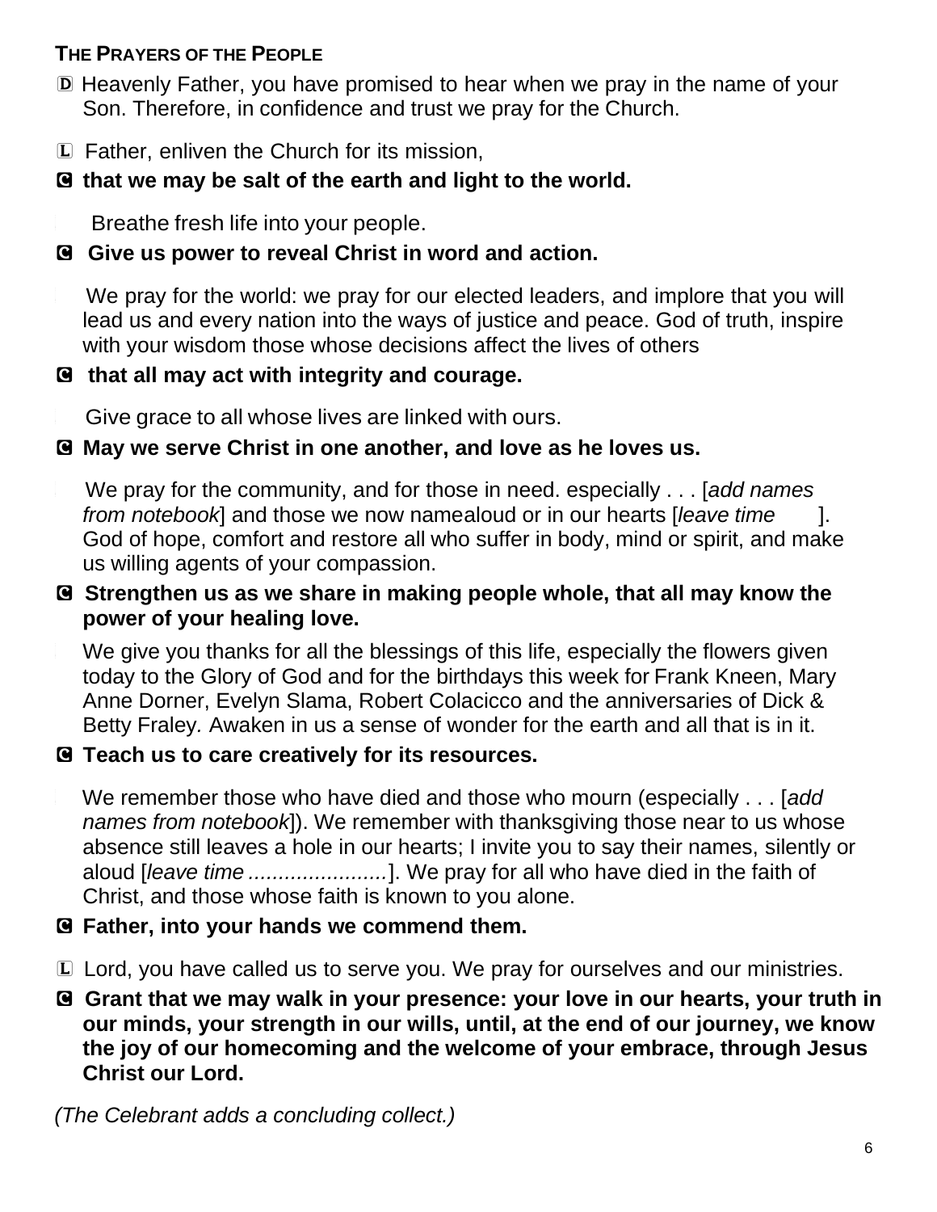**THE PRAYERS OF THE PEOPLE**

D Heavenly Father, you have promised to hear when we pray in the name of your Son. Therefore, in confidence and trust we pray for the Church.

L Father, enliven the Church for its mission,

**C that we may be salt of the earth and light to the world.**

Breathe fresh life into your people.

**C Give us power to reveal Christ in word and action.**

We pray for the world: we pray for our elected leaders, and implore that you will lead us and every nation into the ways of justice and peace. God of truth, inspire with your wisdom those whose decisions affect the lives of others

**C that all may act with integrity and courage.**

Give grace to all whose lives are linked with ours.

**C May we serve Christ in one another, and love as he loves us.**

We pray for the community, and for those in need. especially . . . [*add names from notebook*] and those we now namealoud or in our hearts [*leave time* ]. God of hope, comfort and restore all who suffer in body, mind or spirit, and make us willing agents of your compassion.

**C Strengthen us as we share in making people whole, that all may know the power of your healing love.**

We give you thanks for all the blessings of this life, especially the flowers given today to the Glory of God and for the birthdays this week for Frank Kneen, Mary Anne Dorner, Evelyn Slama, Robert Colacicco and the anniversaries of Dick & Betty Fraley*.* Awaken in us a sense of wonder for the earth and all that is in it.

**C Teach us to care creatively for its resources.**

We remember those who have died and those who mourn (especially . . . [*add names from notebook*]). We remember with thanksgiving those near to us whose absence still leaves a hole in our hearts; I invite you to say their names, silently or aloud [*leave time* .......................]. We pray for all who have died in the faith of Christ, and those whose faith is known to you alone.

**C Father, into your hands we commend them.**

L Lord, you have called us to serve you. We pray for ourselves and our ministries.

**C Grant that we may walk in your presence: your love in our hearts, your truth in our minds, your strength in our wills, until, at the end of our journey, we know the joy of our homecoming and the welcome of your embrace, through Jesus Christ our Lord.**

*(The Celebrant adds a concluding collect.)*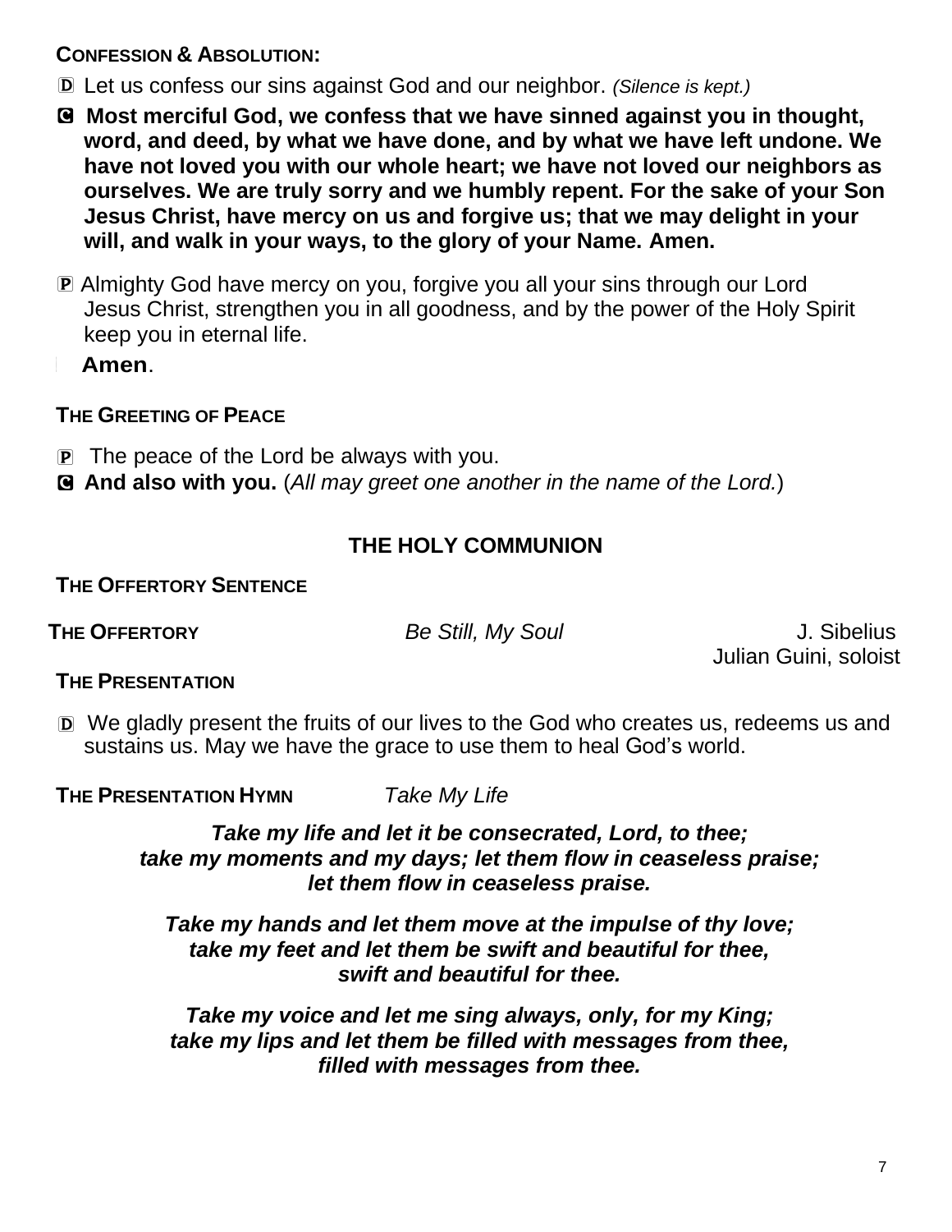**CONFESSION & ABSOLUTION:**

D Let us confess our sins against God and our neighbor. *(Silence is kept.)*

C **Most merciful God, we confess that we have sinned against you in thought, word, and deed, by what we have done, and by what we have left undone. We have not loved you with our whole heart; we have not loved our neighbors as ourselves. We are truly sorry and we humbly repent. For the sake of your Son Jesus Christ, have mercy on us and forgive us; that we may delight in your will, and walk in your ways, to the glory of your Name. Amen.**

P Almighty God have mercy on you, forgive you all your sins through our Lord Jesus Christ, strengthen you in all goodness, and by the power of the Holy Spirit keep you in eternal life.

**Amen**.

**THE GREETING OF PEACE**

P The peace of the Lord be always with you.

C **And also with you.** (*All may greet one another in the name of the Lord.*)

## THE HOLY COMMUNION

**THE OFFERTORY SENTENCE**

**THE OFFERTORY** *Be Still, My Soul* J. Sibelius
Julian Guini, soloist

**THE PRESENTATION**

D We gladly present the fruits of our lives to the God who creates us, redeems us and sustains us. May we have the grace to use them to heal God's world.

**THE PRESENTATION HYMN** *Take My Life*

***Take my life and let it be consecrated, Lord, to thee;***
***take my moments and my days; let them flow in ceaseless praise;***
***let them flow in ceaseless praise.***

***Take my hands and let them move at the impulse of thy love;***
***take my feet and let them be swift and beautiful for thee,***
***swift and beautiful for thee.***

***Take my voice and let me sing always, only, for my King;***
***take my lips and let them be filled with messages from thee,***
***filled with messages from thee.***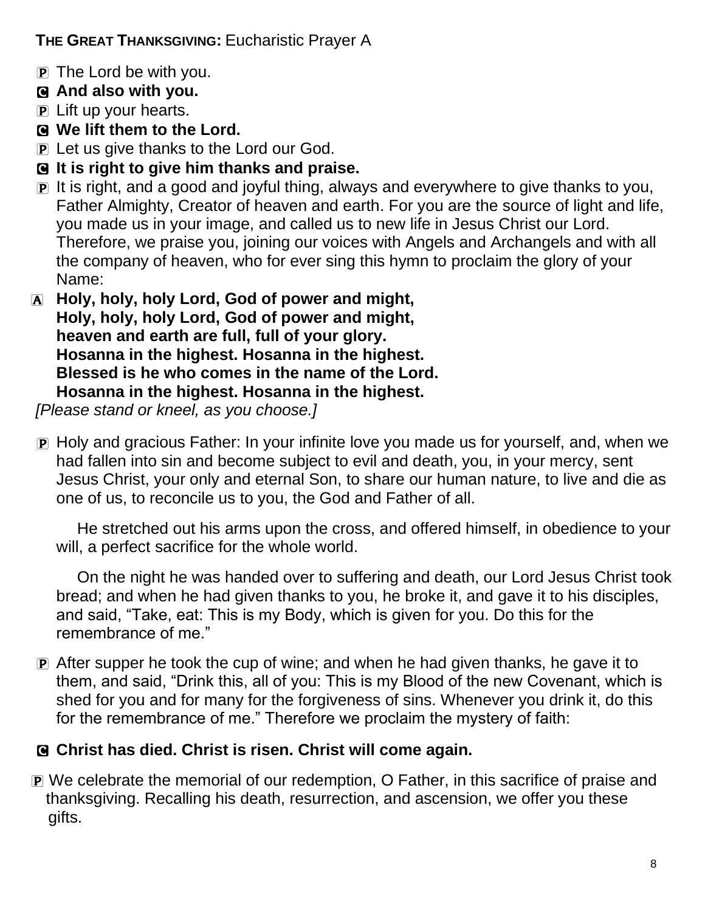**THE GREAT THANKSGIVING:** Eucharistic Prayer A

Ⓟ The Lord be with you.

Ⓒ **And also with you.**

Ⓟ Lift up your hearts.

Ⓒ **We lift them to the Lord.**

Ⓟ Let us give thanks to the Lord our God.

Ⓒ **It is right to give him thanks and praise.**

Ⓟ It is right, and a good and joyful thing, always and everywhere to give thanks to you, Father Almighty, Creator of heaven and earth. For you are the source of light and life, you made us in your image, and called us to new life in Jesus Christ our Lord. Therefore, we praise you, joining our voices with Angels and Archangels and with all the company of heaven, who for ever sing this hymn to proclaim the glory of your Name:

Ⓐ **Holy, holy, holy Lord, God of power and might,**
**Holy, holy, holy Lord, God of power and might,**
**heaven and earth are full, full of your glory.**
**Hosanna in the highest. Hosanna in the highest.**
**Blessed is he who comes in the name of the Lord.**
**Hosanna in the highest. Hosanna in the highest.**

*[Please stand or kneel, as you choose.]*

Ⓟ Holy and gracious Father: In your infinite love you made us for yourself, and, when we had fallen into sin and become subject to evil and death, you, in your mercy, sent Jesus Christ, your only and eternal Son, to share our human nature, to live and die as one of us, to reconcile us to you, the God and Father of all.

He stretched out his arms upon the cross, and offered himself, in obedience to your will, a perfect sacrifice for the whole world.

On the night he was handed over to suffering and death, our Lord Jesus Christ took bread; and when he had given thanks to you, he broke it, and gave it to his disciples, and said, "Take, eat: This is my Body, which is given for you. Do this for the remembrance of me."

Ⓟ After supper he took the cup of wine; and when he had given thanks, he gave it to them, and said, "Drink this, all of you: This is my Blood of the new Covenant, which is shed for you and for many for the forgiveness of sins. Whenever you drink it, do this for the remembrance of me." Therefore we proclaim the mystery of faith:

Ⓒ **Christ has died. Christ is risen. Christ will come again.**

Ⓟ We celebrate the memorial of our redemption, O Father, in this sacrifice of praise and thanksgiving. Recalling his death, resurrection, and ascension, we offer you these gifts.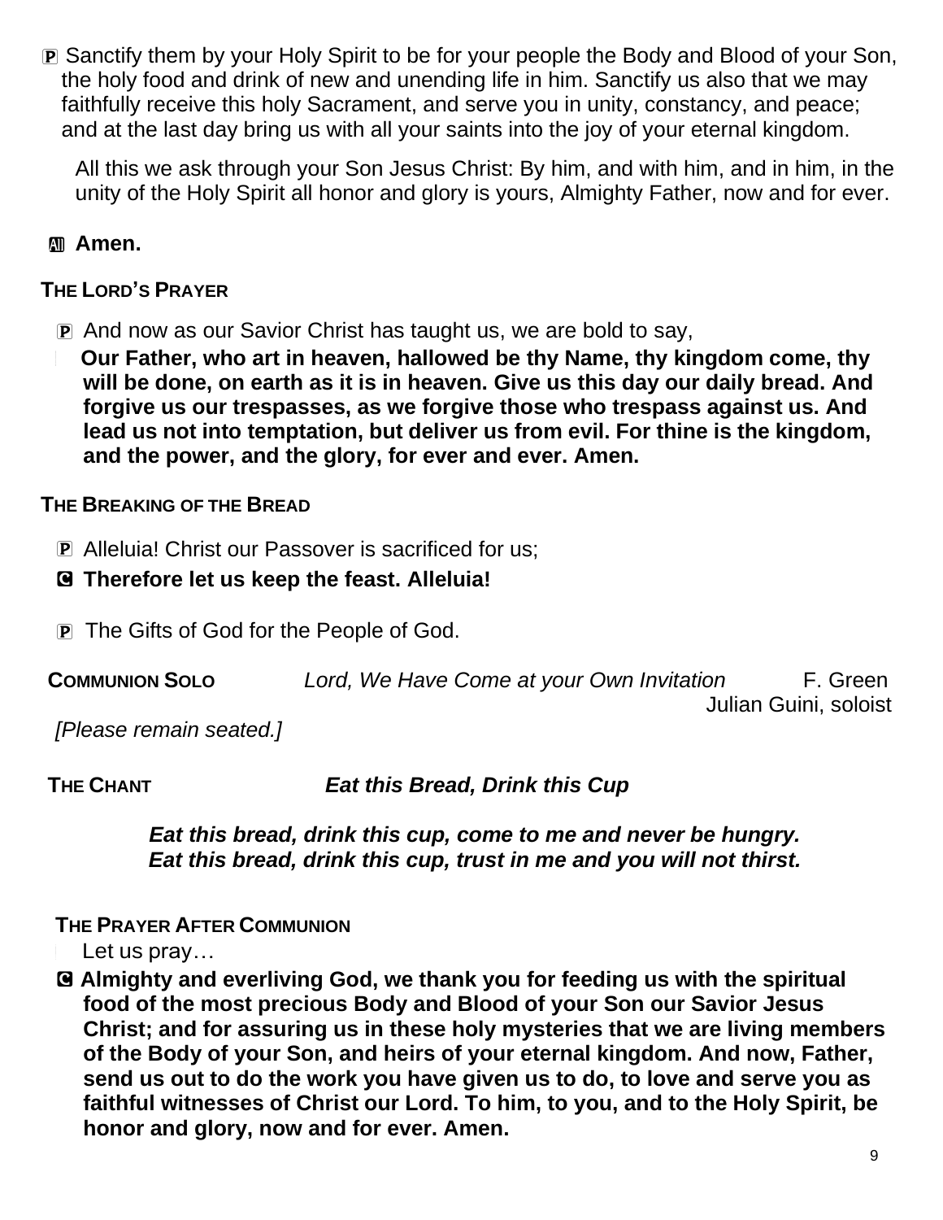Ⓟ Sanctify them by your Holy Spirit to be for your people the Body and Blood of your Son, the holy food and drink of new and unending life in him. Sanctify us also that we may faithfully receive this holy Sacrament, and serve you in unity, constancy, and peace; and at the last day bring us with all your saints into the joy of your eternal kingdom.

All this we ask through your Son Jesus Christ: By him, and with him, and in him, in the unity of the Holy Spirit all honor and glory is yours, Almighty Father, now and for ever.

**All Amen.**

**THE LORD'S PRAYER**

Ⓟ And now as our Savior Christ has taught us, we are bold to say,

**Our Father, who art in heaven, hallowed be thy Name, thy kingdom come, thy will be done, on earth as it is in heaven. Give us this day our daily bread. And forgive us our trespasses, as we forgive those who trespass against us. And lead us not into temptation, but deliver us from evil. For thine is the kingdom, and the power, and the glory, for ever and ever. Amen.**

**THE BREAKING OF THE BREAD**

Ⓟ Alleluia! Christ our Passover is sacrificed for us;

**Ⓒ Therefore let us keep the feast. Alleluia!**

Ⓟ The Gifts of God for the People of God.

**COMMUNION SOLO** *Lord, We Have Come at your Own Invitation* F. Green
Julian Guini, soloist

*[Please remain seated.]*

**THE CHANT** ***Eat this Bread, Drink this Cup***

***Eat this bread, drink this cup, come to me and never be hungry.***
***Eat this bread, drink this cup, trust in me and you will not thirst.***

**THE PRAYER AFTER COMMUNION**

Let us pray…

**Ⓒ Almighty and everliving God, we thank you for feeding us with the spiritual food of the most precious Body and Blood of your Son our Savior Jesus Christ; and for assuring us in these holy mysteries that we are living members of the Body of your Son, and heirs of your eternal kingdom. And now, Father, send us out to do the work you have given us to do, to love and serve you as faithful witnesses of Christ our Lord. To him, to you, and to the Holy Spirit, be honor and glory, now and for ever. Amen.**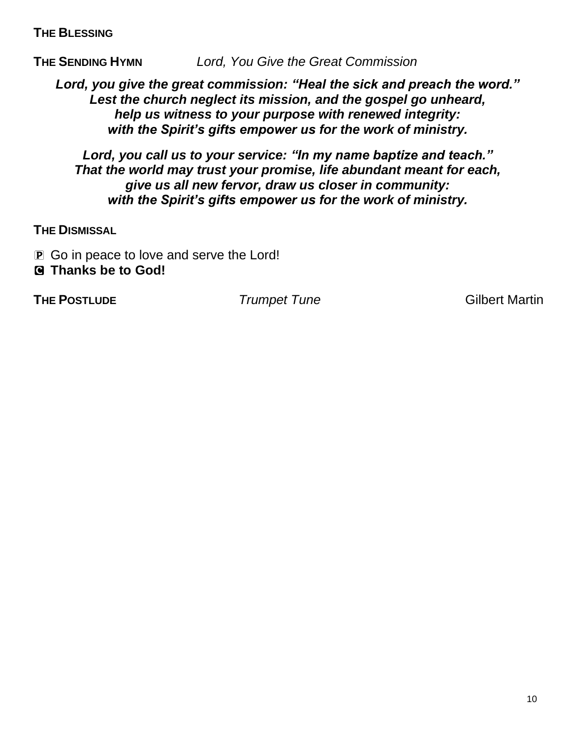**THE BLESSING**

**THE SENDING HYMN** *Lord, You Give the Great Commission*

***Lord, you give the great commission: "Heal the sick and preach the word."***
***Lest the church neglect its mission, and the gospel go unheard,***
***help us witness to your purpose with renewed integrity:***
***with the Spirit's gifts empower us for the work of ministry.***

***Lord, you call us to your service: "In my name baptize and teach."***
***That the world may trust your promise, life abundant meant for each,***
***give us all new fervor, draw us closer in community:***
***with the Spirit's gifts empower us for the work of ministry.***

**THE DISMISSAL**

P Go in peace to love and serve the Lord!
**C Thanks be to God!**

**THE POSTLUDE** *Trumpet Tune* Gilbert Martin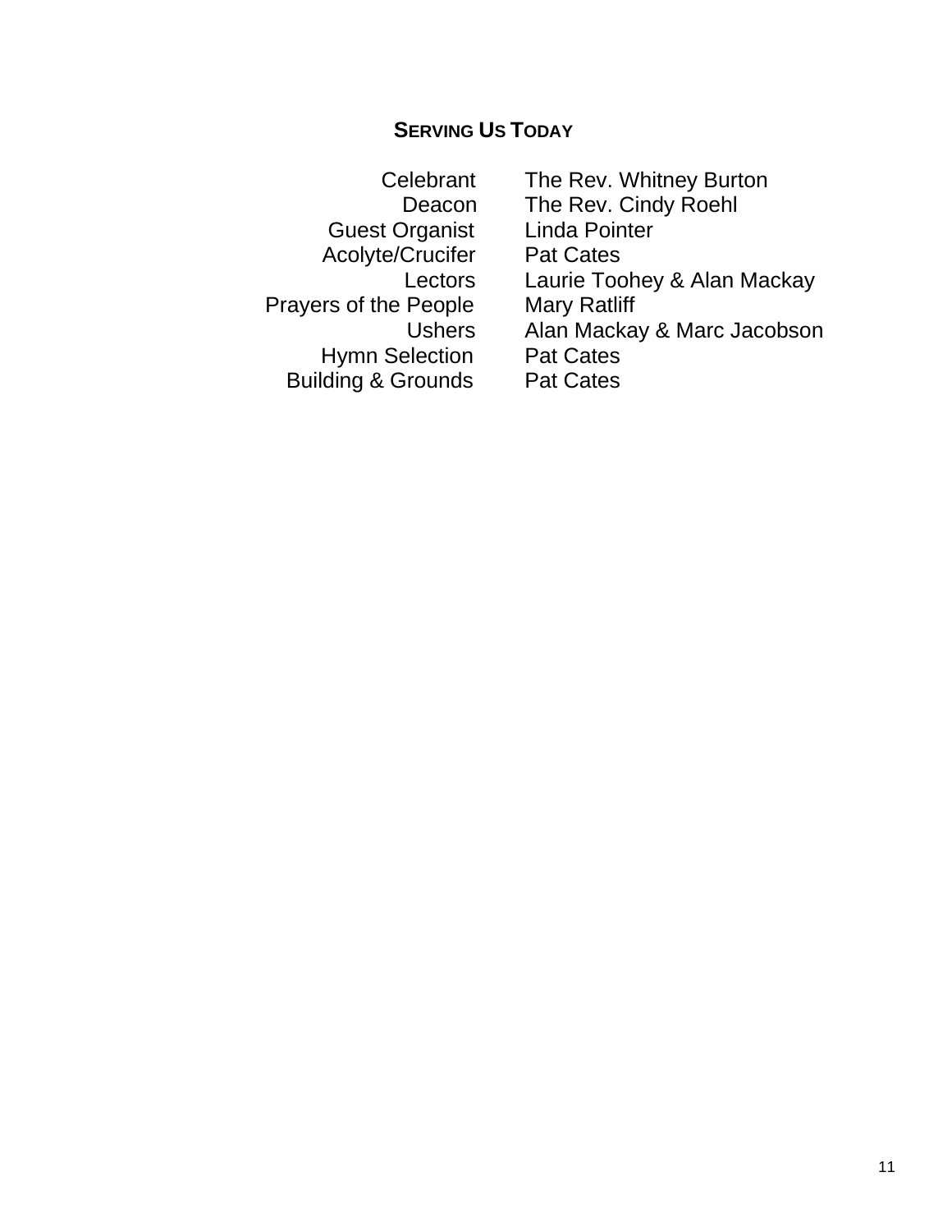## SERVING US TODAY

| | |
|---|---|
| Celebrant | The Rev. Whitney Burton |
| Deacon | The Rev. Cindy Roehl |
| Guest Organist | Linda Pointer |
| Acolyte/Crucifer | Pat Cates |
| Lectors | Laurie Toohey & Alan Mackay |
| Prayers of the People | Mary Ratliff |
| Ushers | Alan Mackay & Marc Jacobson |
| Hymn Selection | Pat Cates |
| Building & Grounds | Pat Cates |